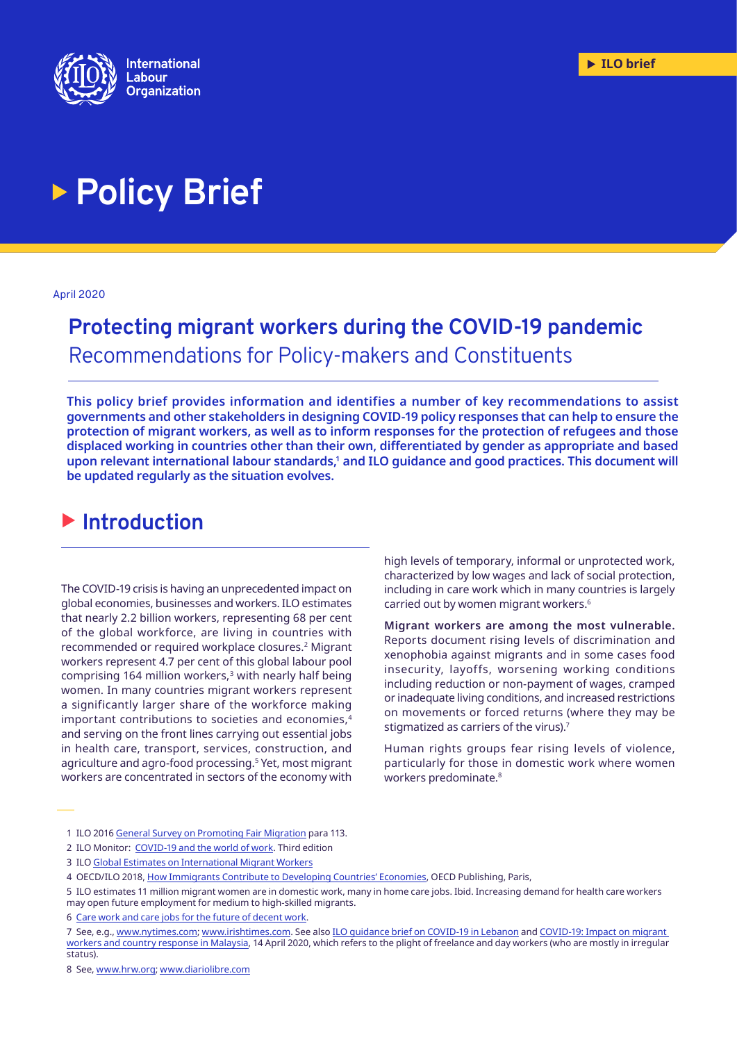International Labour Organization

ILO brief

# Policy Brief

April 2020

## Protecting migrant workers during the COVID-19 pandemic

Recommendations for Policy-makers and Constituents

**This policy brief provides information and identifies a number of key recommendations to assist governments and other stakeholders in designing COVID-19 policy responses that can help to ensure the protection of migrant workers, as well as to inform responses for the protection of refugees and those displaced working in countries other than their own, differentiated by gender as appropriate and based upon relevant international labour standards,[1] and ILO guidance and good practices. This document will be updated regularly as the situation evolves.**

## Introduction

The COVID-19 crisis is having an unprecedented impact on global economies, businesses and workers. ILO estimates that nearly 2.2 billion workers, representing 68 per cent of the global workforce, are living in countries with recommended or required workplace closures.[2] Migrant workers represent 4.7 per cent of this global labour pool comprising 164 million workers,[3] with nearly half being women. In many countries migrant workers represent a significantly larger share of the workforce making important contributions to societies and economies,[4] and serving on the front lines carrying out essential jobs in health care, transport, services, construction, and agriculture and agro-food processing.[5] Yet, most migrant workers are concentrated in sectors of the economy with high levels of temporary, informal or unprotected work, characterized by low wages and lack of social protection, including in care work which in many countries is largely carried out by women migrant workers.[6]

**Migrant workers are among the most vulnerable.** Reports document rising levels of discrimination and xenophobia against migrants and in some cases food insecurity, layoffs, worsening working conditions including reduction or non-payment of wages, cramped or inadequate living conditions, and increased restrictions on movements or forced returns (where they may be stigmatized as carriers of the virus).[7]

Human rights groups fear rising levels of violence, particularly for those in domestic work where women workers predominate.[8]

1 ILO 2016 General Survey on Promoting Fair Migration para 113.

2 ILO Monitor: COVID-19 and the world of work. Third edition

3 ILO Global Estimates on International Migrant Workers

4 OECD/ILO 2018, How Immigrants Contribute to Developing Countries' Economies, OECD Publishing, Paris,

5 ILO estimates 11 million migrant women are in domestic work, many in home care jobs. Ibid. Increasing demand for health care workers may open future employment for medium to high-skilled migrants.

6 Care work and care jobs for the future of decent work.

7 See, e.g., www.nytimes.com; www.irishtimes.com. See also ILO guidance brief on COVID-19 in Lebanon and COVID-19: Impact on migrant workers and country response in Malaysia, 14 April 2020, which refers to the plight of freelance and day workers (who are mostly in irregular status).

8 See, www.hrw.org; www.diariolibre.com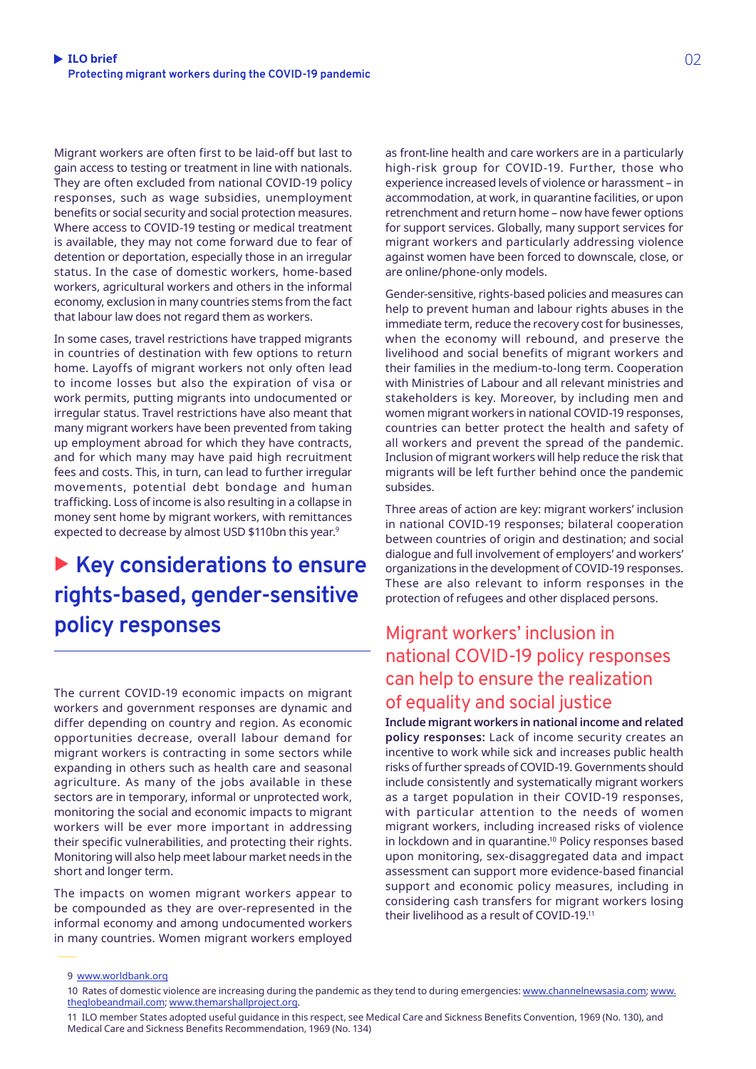Migrant workers are often first to be laid-off but last to gain access to testing or treatment in line with nationals. They are often excluded from national COVID-19 policy responses, such as wage subsidies, unemployment benefits or social security and social protection measures. Where access to COVID-19 testing or medical treatment is available, they may not come forward due to fear of detention or deportation, especially those in an irregular status. In the case of domestic workers, home-based workers, agricultural workers and others in the informal economy, exclusion in many countries stems from the fact that labour law does not regard them as workers.

In some cases, travel restrictions have trapped migrants in countries of destination with few options to return home. Layoffs of migrant workers not only often lead to income losses but also the expiration of visa or work permits, putting migrants into undocumented or irregular status. Travel restrictions have also meant that many migrant workers have been prevented from taking up employment abroad for which they have contracts, and for which many may have paid high recruitment fees and costs. This, in turn, can lead to further irregular movements, potential debt bondage and human trafficking. Loss of income is also resulting in a collapse in money sent home by migrant workers, with remittances expected to decrease by almost USD $110bn this year.[9]

## Key considerations to ensure rights-based, gender-sensitive policy responses

The current COVID-19 economic impacts on migrant workers and government responses are dynamic and differ depending on country and region. As economic opportunities decrease, overall labour demand for migrant workers is contracting in some sectors while expanding in others such as health care and seasonal agriculture. As many of the jobs available in these sectors are in temporary, informal or unprotected work, monitoring the social and economic impacts to migrant workers will be ever more important in addressing their specific vulnerabilities, and protecting their rights. Monitoring will also help meet labour market needs in the short and longer term.

The impacts on women migrant workers appear to be compounded as they are over-represented in the informal economy and among undocumented workers in many countries. Women migrant workers employed as front-line health and care workers are in a particularly high-risk group for COVID-19. Further, those who experience increased levels of violence or harassment – in accommodation, at work, in quarantine facilities, or upon retrenchment and return home – now have fewer options for support services. Globally, many support services for migrant workers and particularly addressing violence against women have been forced to downscale, close, or are online/phone-only models.

Gender-sensitive, rights-based policies and measures can help to prevent human and labour rights abuses in the immediate term, reduce the recovery cost for businesses, when the economy will rebound, and preserve the livelihood and social benefits of migrant workers and their families in the medium-to-long term. Cooperation with Ministries of Labour and all relevant ministries and stakeholders is key. Moreover, by including men and women migrant workers in national COVID-19 responses, countries can better protect the health and safety of all workers and prevent the spread of the pandemic. Inclusion of migrant workers will help reduce the risk that migrants will be left further behind once the pandemic subsides.

Three areas of action are key: migrant workers' inclusion in national COVID-19 responses; bilateral cooperation between countries of origin and destination; and social dialogue and full involvement of employers' and workers' organizations in the development of COVID-19 responses. These are also relevant to inform responses in the protection of refugees and other displaced persons.

### Migrant workers' inclusion in national COVID-19 policy responses can help to ensure the realization of equality and social justice

**Include migrant workers in national income and related policy responses:** Lack of income security creates an incentive to work while sick and increases public health risks of further spreads of COVID-19. Governments should include consistently and systematically migrant workers as a target population in their COVID-19 responses, with particular attention to the needs of women migrant workers, including increased risks of violence in lockdown and in quarantine.[10] Policy responses based upon monitoring, sex-disaggregated data and impact assessment can support more evidence-based financial support and economic policy measures, including in considering cash transfers for migrant workers losing their livelihood as a result of COVID-19.[11]

---

9 www.worldbank.org

10 Rates of domestic violence are increasing during the pandemic as they tend to during emergencies: www.channelnewsasia.com; www.theglobeandmail.com; www.themarshallproject.org.

11 ILO member States adopted useful guidance in this respect, see Medical Care and Sickness Benefits Convention, 1969 (No. 130), and Medical Care and Sickness Benefits Recommendation, 1969 (No. 134)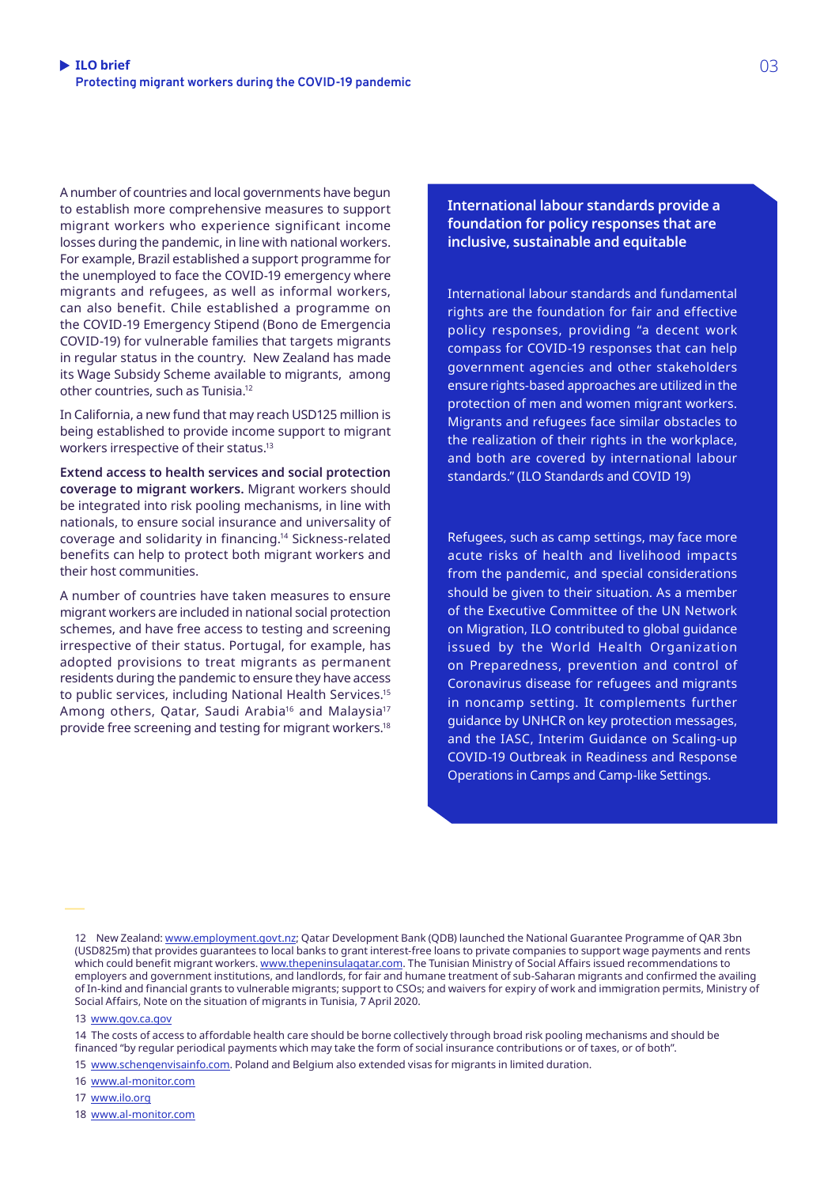A number of countries and local governments have begun to establish more comprehensive measures to support migrant workers who experience significant income losses during the pandemic, in line with national workers. For example, Brazil established a support programme for the unemployed to face the COVID-19 emergency where migrants and refugees, as well as informal workers, can also benefit. Chile established a programme on the COVID-19 Emergency Stipend (Bono de Emergencia COVID-19) for vulnerable families that targets migrants in regular status in the country. New Zealand has made its Wage Subsidy Scheme available to migrants, among other countries, such as Tunisia.[12]

In California, a new fund that may reach USD125 million is being established to provide income support to migrant workers irrespective of their status.[13]

**Extend access to health services and social protection coverage to migrant workers.** Migrant workers should be integrated into risk pooling mechanisms, in line with nationals, to ensure social insurance and universality of coverage and solidarity in financing.[14] Sickness-related benefits can help to protect both migrant workers and their host communities.

A number of countries have taken measures to ensure migrant workers are included in national social protection schemes, and have free access to testing and screening irrespective of their status. Portugal, for example, has adopted provisions to treat migrants as permanent residents during the pandemic to ensure they have access to public services, including National Health Services.[15] Among others, Qatar, Saudi Arabia[16] and Malaysia[17] provide free screening and testing for migrant workers.[18]

### International labour standards provide a foundation for policy responses that are inclusive, sustainable and equitable

International labour standards and fundamental rights are the foundation for fair and effective policy responses, providing "a decent work compass for COVID-19 responses that can help government agencies and other stakeholders ensure rights-based approaches are utilized in the protection of men and women migrant workers. Migrants and refugees face similar obstacles to the realization of their rights in the workplace, and both are covered by international labour standards." (ILO Standards and COVID 19)

Refugees, such as camp settings, may face more acute risks of health and livelihood impacts from the pandemic, and special considerations should be given to their situation. As a member of the Executive Committee of the UN Network on Migration, ILO contributed to global guidance issued by the World Health Organization on Preparedness, prevention and control of Coronavirus disease for refugees and migrants in noncamp setting. It complements further guidance by UNHCR on key protection messages, and the IASC, Interim Guidance on Scaling-up COVID-19 Outbreak in Readiness and Response Operations in Camps and Camp-like Settings.

---

12 New Zealand: www.employment.govt.nz; Qatar Development Bank (QDB) launched the National Guarantee Programme of QAR 3bn (USD825m) that provides guarantees to local banks to grant interest-free loans to private companies to support wage payments and rents which could benefit migrant workers. www.thepeninsulaqatar.com. The Tunisian Ministry of Social Affairs issued recommendations to employers and government institutions, and landlords, for fair and humane treatment of sub-Saharan migrants and confirmed the availing of In-kind and financial grants to vulnerable migrants; support to CSOs; and waivers for expiry of work and immigration permits, Ministry of Social Affairs, Note on the situation of migrants in Tunisia, 7 April 2020.

13 www.gov.ca.gov

14 The costs of access to affordable health care should be borne collectively through broad risk pooling mechanisms and should be financed "by regular periodical payments which may take the form of social insurance contributions or of taxes, or of both".

15 www.schengenvisainfo.com. Poland and Belgium also extended visas for migrants in limited duration.

16 www.al-monitor.com

17 www.ilo.org

18 www.al-monitor.com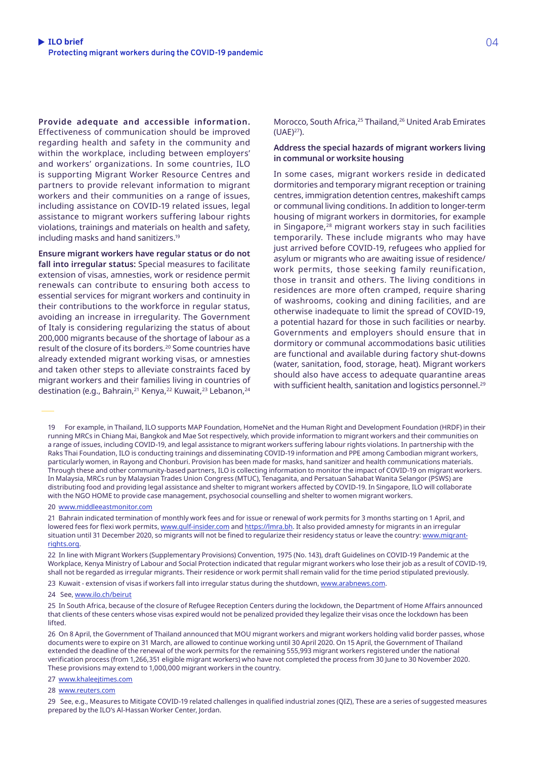**Provide adequate and accessible information.** Effectiveness of communication should be improved regarding health and safety in the community and within the workplace, including between employers' and workers' organizations. In some countries, ILO is supporting Migrant Worker Resource Centres and partners to provide relevant information to migrant workers and their communities on a range of issues, including assistance on COVID-19 related issues, legal assistance to migrant workers suffering labour rights violations, trainings and materials on health and safety, including masks and hand sanitizers.[19]

**Ensure migrant workers have regular status or do not fall into irregular status:** Special measures to facilitate extension of visas, amnesties, work or residence permit renewals can contribute to ensuring both access to essential services for migrant workers and continuity in their contributions to the workforce in regular status, avoiding an increase in irregularity. The Government of Italy is considering regularizing the status of about 200,000 migrants because of the shortage of labour as a result of the closure of its borders.[20] Some countries have already extended migrant working visas, or amnesties and taken other steps to alleviate constraints faced by migrant workers and their families living in countries of destination (e.g., Bahrain,[21] Kenya,[22] Kuwait,[23] Lebanon,[24] Morocco, South Africa,[25] Thailand,[26] United Arab Emirates (UAE[27]).

**Address the special hazards of migrant workers living in communal or worksite housing**

In some cases, migrant workers reside in dedicated dormitories and temporary migrant reception or training centres, immigration detention centres, makeshift camps or communal living conditions. In addition to longer-term housing of migrant workers in dormitories, for example in Singapore,[28] migrant workers stay in such facilities temporarily. These include migrants who may have just arrived before COVID-19, refugees who applied for asylum or migrants who are awaiting issue of residence/ work permits, those seeking family reunification, those in transit and others. The living conditions in residences are more often cramped, require sharing of washrooms, cooking and dining facilities, and are otherwise inadequate to limit the spread of COVID-19, a potential hazard for those in such facilities or nearby. Governments and employers should ensure that in dormitory or communal accommodations basic utilities are functional and available during factory shut-downs (water, sanitation, food, storage, heat). Migrant workers should also have access to adequate quarantine areas with sufficient health, sanitation and logistics personnel.[29]

---

19 For example, in Thailand, ILO supports MAP Foundation, HomeNet and the Human Right and Development Foundation (HRDF) in their running MRCs in Chiang Mai, Bangkok and Mae Sot respectively, which provide information to migrant workers and their communities on a range of issues, including COVID-19, and legal assistance to migrant workers suffering labour rights violations. In partnership with the Raks Thai Foundation, ILO is conducting trainings and disseminating COVID-19 information and PPE among Cambodian migrant workers, particularly women, in Rayong and Chonburi. Provision has been made for masks, hand sanitizer and health communications materials. Through these and other community-based partners, ILO is collecting information to monitor the impact of COVID-19 on migrant workers. In Malaysia, MRCs run by Malaysian Trades Union Congress (MTUC), Tenaganita, and Persatuan Sahabat Wanita Selangor (PSWS) are distributing food and providing legal assistance and shelter to migrant workers affected by COVID-19. In Singapore, ILO will collaborate with the NGO HOME to provide case management, psychosocial counselling and shelter to women migrant workers.

20 www.middleeastmonitor.com

21 Bahrain indicated termination of monthly work fees and for issue or renewal of work permits for 3 months starting on 1 April, and lowered fees for flexi work permits, www.gulf-insider.com and https://lmra.bh. It also provided amnesty for migrants in an irregular situation until 31 December 2020, so migrants will not be fined to regularize their residency status or leave the country: www.migrant-rights.org.

22 In line with Migrant Workers (Supplementary Provisions) Convention, 1975 (No. 143), draft Guidelines on COVID-19 Pandemic at the Workplace, Kenya Ministry of Labour and Social Protection indicated that regular migrant workers who lose their job as a result of COVID-19, shall not be regarded as irregular migrants. Their residence or work permit shall remain valid for the time period stipulated previously.

23 Kuwait - extension of visas if workers fall into irregular status during the shutdown, www.arabnews.com.

24 See, www.ilo.ch/beirut

25 In South Africa, because of the closure of Refugee Reception Centers during the lockdown, the Department of Home Affairs announced that clients of these centers whose visas expired would not be penalized provided they legalize their visas once the lockdown has been lifted.

26 On 8 April, the Government of Thailand announced that MOU migrant workers and migrant workers holding valid border passes, whose documents were to expire on 31 March, are allowed to continue working until 30 April 2020. On 15 April, the Government of Thailand extended the deadline of the renewal of the work permits for the remaining 555,993 migrant workers registered under the national verification process (from 1,266,351 eligible migrant workers) who have not completed the process from 30 June to 30 November 2020. These provisions may extend to 1,000,000 migrant workers in the country.

27 www.khaleejtimes.com

28 www.reuters.com

29 See, e.g., Measures to Mitigate COVID-19 related challenges in qualified industrial zones (QIZ), These are a series of suggested measures prepared by the ILO's Al-Hassan Worker Center, Jordan.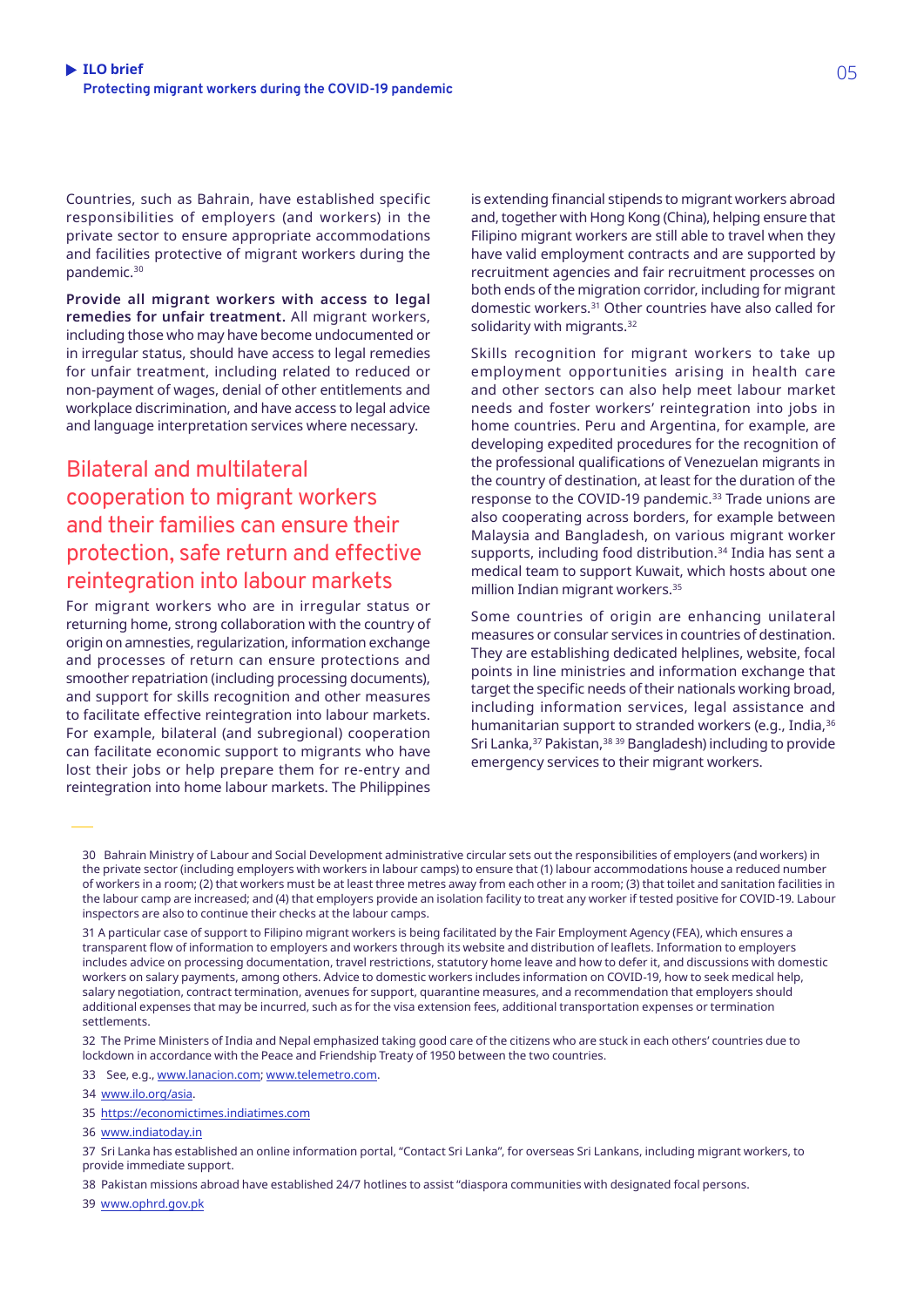Countries, such as Bahrain, have established specific responsibilities of employers (and workers) in the private sector to ensure appropriate accommodations and facilities protective of migrant workers during the pandemic.[30]

**Provide all migrant workers with access to legal remedies for unfair treatment.** All migrant workers, including those who may have become undocumented or in irregular status, should have access to legal remedies for unfair treatment, including related to reduced or non-payment of wages, denial of other entitlements and workplace discrimination, and have access to legal advice and language interpretation services where necessary.

## Bilateral and multilateral cooperation to migrant workers and their families can ensure their protection, safe return and effective reintegration into labour markets

For migrant workers who are in irregular status or returning home, strong collaboration with the country of origin on amnesties, regularization, information exchange and processes of return can ensure protections and smoother repatriation (including processing documents), and support for skills recognition and other measures to facilitate effective reintegration into labour markets. For example, bilateral (and subregional) cooperation can facilitate economic support to migrants who have lost their jobs or help prepare them for re-entry and reintegration into home labour markets. The Philippines is extending financial stipends to migrant workers abroad and, together with Hong Kong (China), helping ensure that Filipino migrant workers are still able to travel when they have valid employment contracts and are supported by recruitment agencies and fair recruitment processes on both ends of the migration corridor, including for migrant domestic workers.[31] Other countries have also called for solidarity with migrants.[32]

Skills recognition for migrant workers to take up employment opportunities arising in health care and other sectors can also help meet labour market needs and foster workers' reintegration into jobs in home countries. Peru and Argentina, for example, are developing expedited procedures for the recognition of the professional qualifications of Venezuelan migrants in the country of destination, at least for the duration of the response to the COVID-19 pandemic.[33] Trade unions are also cooperating across borders, for example between Malaysia and Bangladesh, on various migrant worker supports, including food distribution.[34] India has sent a medical team to support Kuwait, which hosts about one million Indian migrant workers.[35]

Some countries of origin are enhancing unilateral measures or consular services in countries of destination. They are establishing dedicated helplines, website, focal points in line ministries and information exchange that target the specific needs of their nationals working broad, including information services, legal assistance and humanitarian support to stranded workers (e.g., India,[36] Sri Lanka,[37] Pakistan,[38][39] Bangladesh) including to provide emergency services to their migrant workers.

---

30 Bahrain Ministry of Labour and Social Development administrative circular sets out the responsibilities of employers (and workers) in the private sector (including employers with workers in labour camps) to ensure that (1) labour accommodations house a reduced number of workers in a room; (2) that workers must be at least three metres away from each other in a room; (3) that toilet and sanitation facilities in the labour camp are increased; and (4) that employers provide an isolation facility to treat any worker if tested positive for COVID-19. Labour inspectors are also to continue their checks at the labour camps.

31 A particular case of support to Filipino migrant workers is being facilitated by the Fair Employment Agency (FEA), which ensures a transparent flow of information to employers and workers through its website and distribution of leaflets. Information to employers includes advice on processing documentation, travel restrictions, statutory home leave and how to defer it, and discussions with domestic workers on salary payments, among others. Advice to domestic workers includes information on COVID-19, how to seek medical help, salary negotiation, contract termination, avenues for support, quarantine measures, and a recommendation that employers should additional expenses that may be incurred, such as for the visa extension fees, additional transportation expenses or termination settlements.

32 The Prime Ministers of India and Nepal emphasized taking good care of the citizens who are stuck in each others' countries due to lockdown in accordance with the Peace and Friendship Treaty of 1950 between the two countries.

33 See, e.g., www.lanacion.com; www.telemetro.com.

34 www.ilo.org/asia.

35 https://economictimes.indiatimes.com

36 www.indiatoday.in

37 Sri Lanka has established an online information portal, "Contact Sri Lanka", for overseas Sri Lankans, including migrant workers, to provide immediate support.

38 Pakistan missions abroad have established 24/7 hotlines to assist "diaspora communities with designated focal persons.

39 www.ophrd.gov.pk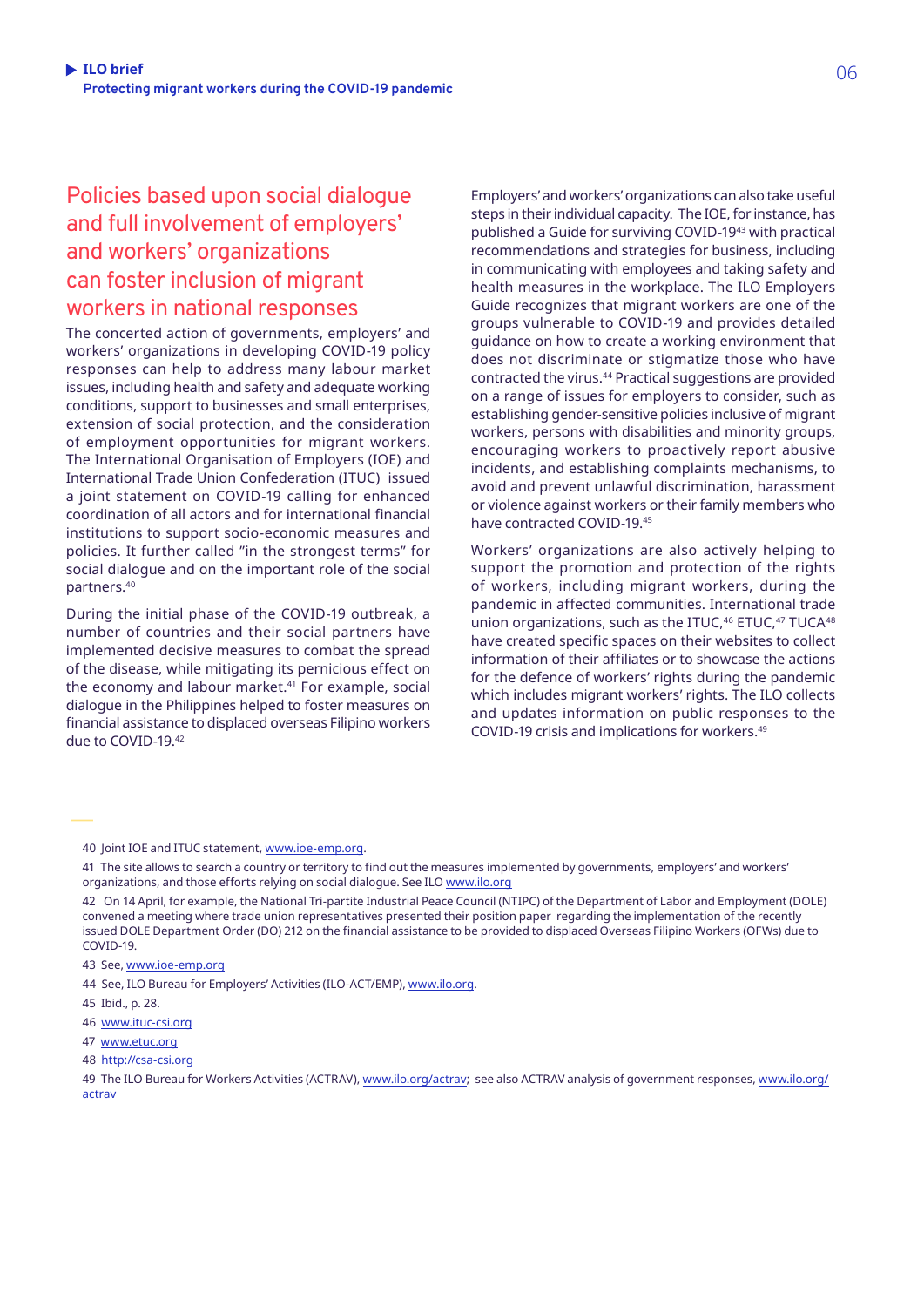## Policies based upon social dialogue and full involvement of employers' and workers' organizations can foster inclusion of migrant workers in national responses

The concerted action of governments, employers' and workers' organizations in developing COVID-19 policy responses can help to address many labour market issues, including health and safety and adequate working conditions, support to businesses and small enterprises, extension of social protection, and the consideration of employment opportunities for migrant workers. The International Organisation of Employers (IOE) and International Trade Union Confederation (ITUC) issued a joint statement on COVID-19 calling for enhanced coordination of all actors and for international financial institutions to support socio-economic measures and policies. It further called "in the strongest terms" for social dialogue and on the important role of the social partners.[40]

During the initial phase of the COVID-19 outbreak, a number of countries and their social partners have implemented decisive measures to combat the spread of the disease, while mitigating its pernicious effect on the economy and labour market.[41] For example, social dialogue in the Philippines helped to foster measures on financial assistance to displaced overseas Filipino workers due to COVID-19.[42]

Employers' and workers' organizations can also take useful steps in their individual capacity. The IOE, for instance, has published a Guide for surviving COVID-19[43] with practical recommendations and strategies for business, including in communicating with employees and taking safety and health measures in the workplace. The ILO Employers Guide recognizes that migrant workers are one of the groups vulnerable to COVID-19 and provides detailed guidance on how to create a working environment that does not discriminate or stigmatize those who have contracted the virus.[44] Practical suggestions are provided on a range of issues for employers to consider, such as establishing gender-sensitive policies inclusive of migrant workers, persons with disabilities and minority groups, encouraging workers to proactively report abusive incidents, and establishing complaints mechanisms, to avoid and prevent unlawful discrimination, harassment or violence against workers or their family members who have contracted COVID-19.[45]

Workers' organizations are also actively helping to support the promotion and protection of the rights of workers, including migrant workers, during the pandemic in affected communities. International trade union organizations, such as the ITUC,[46] ETUC,[47] TUCA[48] have created specific spaces on their websites to collect information of their affiliates or to showcase the actions for the defence of workers' rights during the pandemic which includes migrant workers' rights. The ILO collects and updates information on public responses to the COVID-19 crisis and implications for workers.[49]

---

40 Joint IOE and ITUC statement, www.ioe-emp.org.

41 The site allows to search a country or territory to find out the measures implemented by governments, employers' and workers' organizations, and those efforts relying on social dialogue. See ILO www.ilo.org

42 On 14 April, for example, the National Tri-partite Industrial Peace Council (NTIPC) of the Department of Labor and Employment (DOLE) convened a meeting where trade union representatives presented their position paper regarding the implementation of the recently issued DOLE Department Order (DO) 212 on the financial assistance to be provided to displaced Overseas Filipino Workers (OFWs) due to COVID-19.

43 See, www.ioe-emp.org

44 See, ILO Bureau for Employers' Activities (ILO-ACT/EMP), www.ilo.org.

45 Ibid., p. 28.

46 www.ituc-csi.org

47 www.etuc.org

48 http://csa-csi.org

49 The ILO Bureau for Workers Activities (ACTRAV), www.ilo.org/actrav; see also ACTRAV analysis of government responses, www.ilo.org/actrav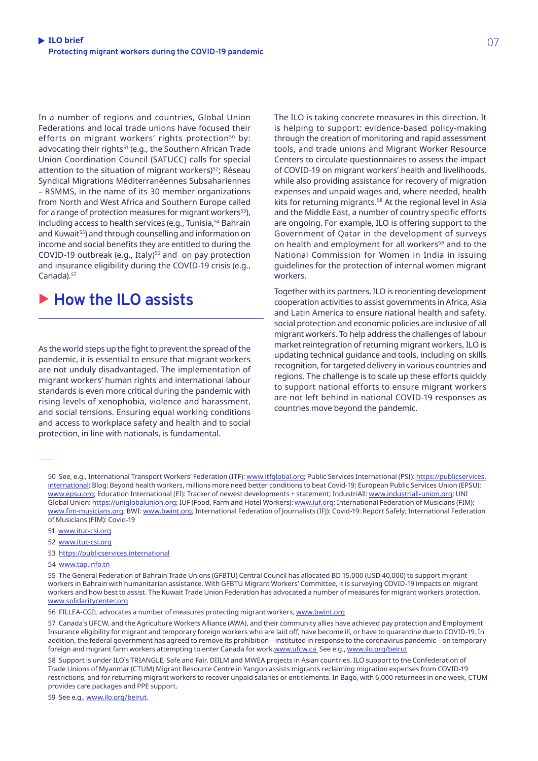In a number of regions and countries, Global Union Federations and local trade unions have focused their efforts on migrant workers' rights protection[50] by: advocating their rights[51] (e.g., the Southern African Trade Union Coordination Council (SATUCC) calls for special attention to the situation of migrant workers)[52]; Réseau Syndical Migrations Méditerranéennes Subsahariennes – RSMMS, in the name of its 30 member organizations from North and West Africa and Southern Europe called for a range of protection measures for migrant workers[53]), including access to health services (e.g., Tunisia,[54] Bahrain and Kuwait[55]) and through counselling and information on income and social benefits they are entitled to during the COVID-19 outbreak (e.g., Italy)[56] and on pay protection and insurance eligibility during the COVID-19 crisis (e.g., Canada).[57]

## How the ILO assists

As the world steps up the fight to prevent the spread of the pandemic, it is essential to ensure that migrant workers are not unduly disadvantaged. The implementation of migrant workers' human rights and international labour standards is even more critical during the pandemic with rising levels of xenophobia, violence and harassment, and social tensions. Ensuring equal working conditions and access to workplace safety and health and to social protection, in line with nationals, is fundamental.

The ILO is taking concrete measures in this direction. It is helping to support: evidence-based policy-making through the creation of monitoring and rapid assessment tools, and trade unions and Migrant Worker Resource Centers to circulate questionnaires to assess the impact of COVID-19 on migrant workers' health and livelihoods, while also providing assistance for recovery of migration expenses and unpaid wages and, where needed, health kits for returning migrants.[58] At the regional level in Asia and the Middle East, a number of country specific efforts are ongoing. For example, ILO is offering support to the Government of Qatar in the development of surveys on health and employment for all workers[59] and to the National Commission for Women in India in issuing guidelines for the protection of internal women migrant workers.

Together with its partners, ILO is reorienting development cooperation activities to assist governments in Africa, Asia and Latin America to ensure national health and safety, social protection and economic policies are inclusive of all migrant workers. To help address the challenges of labour market reintegration of returning migrant workers, ILO is updating technical guidance and tools, including on skills recognition, for targeted delivery in various countries and regions. The challenge is to scale up these efforts quickly to support national efforts to ensure migrant workers are not left behind in national COVID-19 responses as countries move beyond the pandemic.

---

50 See, e.g., International Transport Workers' Federation (ITF): www.itfglobal.org; Public Services International (PSI): https://publicservices.international; Blog: Beyond health workers, millions more need better conditions to beat Covid-19; European Public Services Union (EPSU): www.epsu.org; Education International (EI): Tracker of newest developments + statement; IndustriAll: www.industriall-union.org; UNI Global Union: https://uniglobalunion.org; IUF (Food, Farm and Hotel Workers): www.iuf.org; International Federation of Musicians (FIM): www.fim-musicians.org; BWI: www.bwint.org; International Federation of Journalists (IFJ): Covid-19: Report Safely; International Federation of Musicians (FIM): Covid-19

51 www.ituc-csi.org

52 www.ituc-csi.org

53 https://publicservices.international

54 www.tap.info.tn

55 The General Federation of Bahrain Trade Unions (GFBTU) Central Council has allocated BD 15,000 (USD 40,000) to support migrant workers in Bahrain with humanitarian assistance. With GFBTU Migrant Workers' Committee, it is surveying COVID-19 impacts on migrant workers and how best to assist. The Kuwait Trade Union Federation has advocated a number of measures for migrant workers protection, www.solidaritycenter.org

56 FILLEA-CGIL advocates a number of measures protecting migrant workers, www.bwint.org

57 Canada`s UFCW, and the Agriculture Workers Alliance (AWA), and their community allies have achieved pay protection and Employment Insurance eligibility for migrant and temporary foreign workers who are laid off, have become ill, or have to quarantine due to COVID-19. In addition, the federal government has agreed to remove its prohibition – instituted in response to the coronavirus pandemic – on temporary foreign and migrant farm workers attempting to enter Canada for work.www.ufcw.ca See e.g., www.ilo.org/beirut

58 Support is under ILO`s TRIANGLE, Safe and Fair, DIILM and MWEA projects in Asian countries. ILO support to the Confederation of Trade Unions of Myanmar (CTUM) Migrant Resource Centre in Yangon assists migrants reclaiming migration expenses from COVID-19 restrictions, and for returning migrant workers to recover unpaid salaries or entitlements. In Bago, with 6,000 returnees in one week, CTUM provides care packages and PPE support.

59 See e.g., www.ilo.org/beirut.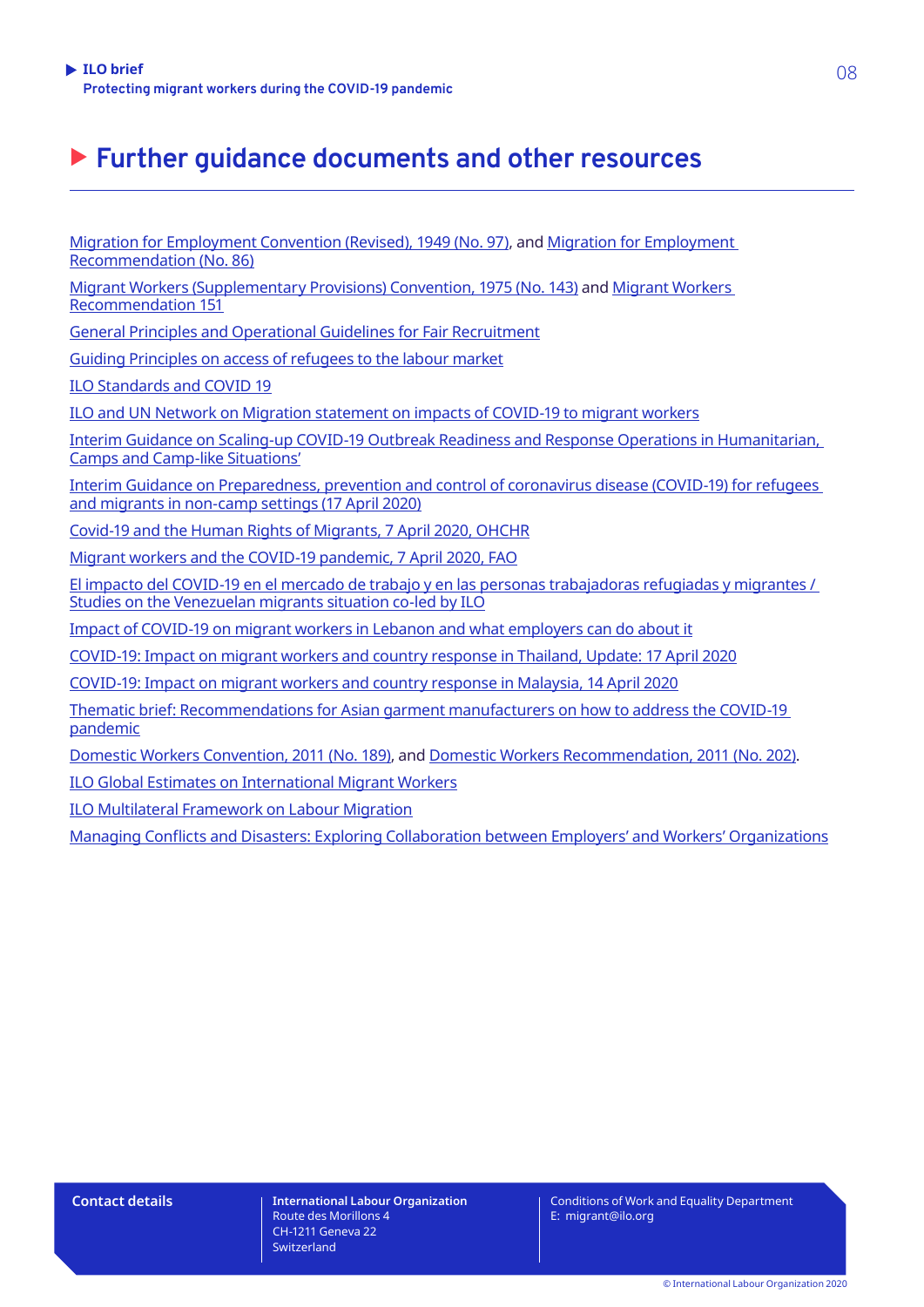# Further guidance documents and other resources

Migration for Employment Convention (Revised), 1949 (No. 97), and Migration for Employment Recommendation (No. 86)

Migrant Workers (Supplementary Provisions) Convention, 1975 (No. 143) and Migrant Workers Recommendation 151

General Principles and Operational Guidelines for Fair Recruitment

Guiding Principles on access of refugees to the labour market

ILO Standards and COVID 19

ILO and UN Network on Migration statement on impacts of COVID-19 to migrant workers

Interim Guidance on Scaling-up COVID-19 Outbreak Readiness and Response Operations in Humanitarian, Camps and Camp-like Situations'

Interim Guidance on Preparedness, prevention and control of coronavirus disease (COVID-19) for refugees and migrants in non-camp settings (17 April 2020)

Covid-19 and the Human Rights of Migrants, 7 April 2020, OHCHR

Migrant workers and the COVID-19 pandemic, 7 April 2020, FAO

El impacto del COVID-19 en el mercado de trabajo y en las personas trabajadoras refugiadas y migrantes / Studies on the Venezuelan migrants situation co-led by ILO

Impact of COVID-19 on migrant workers in Lebanon and what employers can do about it

COVID-19: Impact on migrant workers and country response in Thailand, Update: 17 April 2020

COVID-19: Impact on migrant workers and country response in Malaysia, 14 April 2020

Thematic brief: Recommendations for Asian garment manufacturers on how to address the COVID-19 pandemic

Domestic Workers Convention, 2011 (No. 189), and Domestic Workers Recommendation, 2011 (No. 202).

ILO Global Estimates on International Migrant Workers

ILO Multilateral Framework on Labour Migration

Managing Conflicts and Disasters: Exploring Collaboration between Employers' and Workers' Organizations

**Contact details**

**International Labour Organization**
Route des Morillons 4
CH-1211 Geneva 22
Switzerland

Conditions of Work and Equality Department
E: migrant@ilo.org

© International Labour Organization 2020